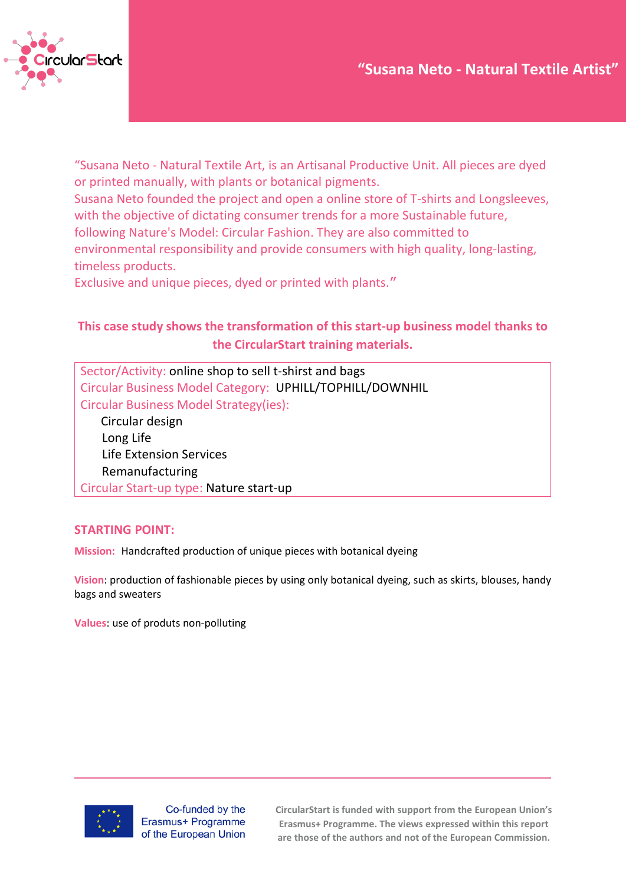# "Susana Neto - Natural Textile Artist"

"Susana Neto - Natural Textile Art, is an Artisanal Productive Unit. All pieces are dyed or printed manually, with plants or botanical pigments.
Susana Neto founded the project and open a online store of T-shirts and Longsleeves, with the objective of dictating consumer trends for a more Sustainable future, following Nature's Model: Circular Fashion. They are also committed to environmental responsibility and provide consumers with high quality, long-lasting, timeless products.
Exclusive and unique pieces, dyed or printed with plants."

**This case study shows the transformation of this start-up business model thanks to the CircularStart training materials.**

Sector/Activity: online shop to sell t-shirst and bags
Circular Business Model Category: UPHILL/TOPHILL/DOWNHIL
Circular Business Model Strategy(ies):

- Circular design
- Long Life
- Life Extension Services
- Remanufacturing

Circular Start-up type: Nature start-up

## STARTING POINT:

**Mission:** Handcrafted production of unique pieces with botanical dyeing

**Vision**: production of fashionable pieces by using only botanical dyeing, such as skirts, blouses, handy bags and sweaters

**Values**: use of produts non-polluting

Co-funded by the Erasmus+ Programme of the European Union

CircularStart is funded with support from the European Union's Erasmus+ Programme. The views expressed within this report are those of the authors and not of the European Commission.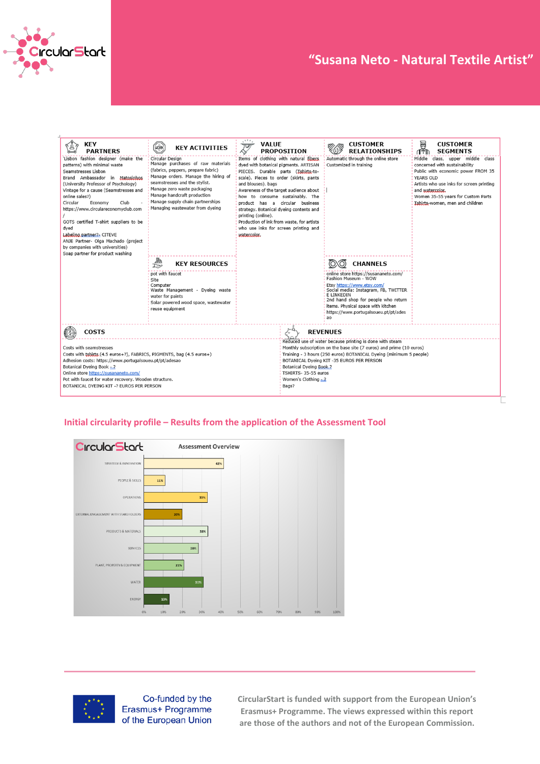# "Susana Neto - Natural Textile Artist"

| KEY PARTNERS | KEY ACTIVITIES | VALUE PROPOSITION | CUSTOMER RELATIONSHIPS | CUSTOMER SEGMENTS |
|---|---|---|---|---|
| Lisbon fashion designer (make the patterns) with minimal waste<br>Seamstresses Lisbon<br>Brand Ambassador in Matosinhos (University Professor of Psychology)<br>Vintage for a cause (Seamstresses and online sales?)<br>Circular Economy Club - https://www.circulareconomyclub.com /<br>GOTS certified T-shirt suppliers to be dyed<br>Labeling partner?- CITEVE<br>ANJE Partner- Olga Machado (project by companies with universities)<br>Soap partner for product washing | Circular Design<br>Manage purchases of raw materials (fabrics, peppers, prepare fabric)<br>Manage orders. Manage the hiring of seamstresses and the stylist.<br>Manage zero waste packaging<br>Manage handcraft production<br>Manage supply chain partnerships<br>Managing wastewater from dyeing<br><br>**KEY RESOURCES**<br>pot with faucet<br>Site<br>Computer<br>Waste Management - Dyeing waste water for paints<br>Solar powered wood space, wastewater reuse equipment | Items of clothing with natural fibers dyed with botanical pigments. ARTISAN PIECES. Durable parts (Tshirts-to-scale). Pieces to order (skirts, pants and blouses). bags<br>Awareness of the target audience about how to consume sustainably. The product has a circular business strategy. Botanical dyeing contents and printing (online).<br>Production of ink from waste, for artists who use inks for screen printing and watercolor. | Automatic through the online store<br>Customized in training<br><br>**CHANNELS**<br>online store https://susananeto.com/<br>Fashion Museum - WOW<br>Etsy https://www.etsy.com/<br>Social media: Instagram, FB, TWITTER E LINKEDIN<br>2nd hand shop for people who return items. Physical space with kitchen https://www.portugalsoueu.pt/pt/adesao | Middle class, upper middle class concerned with sustainability<br>Public with economic power FROM 35 YEARS OLD<br>Artists who use inks for screen printing and watercolor.<br>Women 35-55 years for Custom Parts<br>Tshirts-women, men and children |

| COSTS | REVENUES |
|---|---|
| Costs with seamstresses<br>Costs with tshirts (4.5 euros+?), FABRICS, PIGMENTS, bag (4.5 euros+)<br>Adhesion costs: https://www.portugalsoueu.pt/pt/adesao<br>Botanical Dyeing Book - ?<br>Online store https://susananeto.com/<br>Pot with faucet for water recovery. Wooden structure.<br>BOTANICAL DYEING KIT -? EUROS PER PERSON | Reduced use of water because printing is done with steam<br>Monthly subscription on the base site (7 euros) and prime (10 euros)<br>Training - 3 hours (250 euros) BOTANICAL Dyeing (minimum 5 people)<br>BOTANICAL Dyeing KIT -35 EUROS PER PERSON<br>Botanical Dyeing Book ?<br>TSHIRTS- 35-55 euros<br>Women's Clothing - ?<br>Bags? |

## Initial circularity profile – Results from the application of the Assessment Tool

**Assessment Overview**

| Area | Score |
|---|---|
| STRATEGY & INNOVATION | 42% |
| PEOPLE & SKILLS | 11% |
| OPERATIONS | 33% |
| EXTERNAL ENGAGEMENT WITH STAKEHOLDERS | 20% |
| PRODUCTS & MATERIALS | 33% |
| SERVICES | 28% |
| PLANT, PROPERTY & EQUIPMENT | 21% |
| WATER | 31% |
| ENERGY | 13% |

CircularStart is funded with support from the European Union's Erasmus+ Programme. The views expressed within this report are those of the authors and not of the European Commission.

Co-funded by the Erasmus+ Programme of the European Union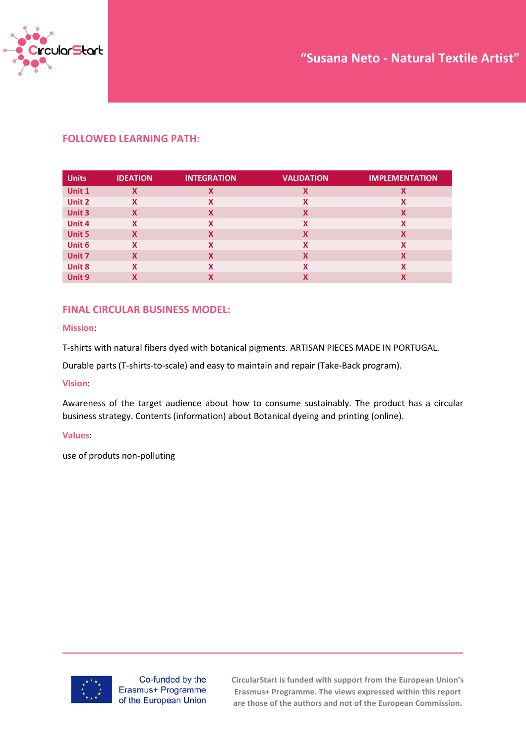# "Susana Neto - Natural Textile Artist"

## FOLLOWED LEARNING PATH:

| Units | IDEATION | INTEGRATION | VALIDATION | IMPLEMENTATION |
|---|---|---|---|---|
| Unit 1 | X | X | X | X |
| Unit 2 | X | X | X | X |
| Unit 3 | X | X | X | X |
| Unit 4 | X | X | X | X |
| Unit 5 | X | X | X | X |
| Unit 6 | X | X | X | X |
| Unit 7 | X | X | X | X |
| Unit 8 | X | X | X | X |
| Unit 9 | X | X | X | X |

## FINAL CIRCULAR BUSINESS MODEL:

**Mission**:

T-shirts with natural fibers dyed with botanical pigments. ARTISAN PIECES MADE IN PORTUGAL.

Durable parts (T-shirts-to-scale) and easy to maintain and repair (Take-Back program).

**Vision**:

Awareness of the target audience about how to consume sustainably. The product has a circular business strategy. Contents (information) about Botanical dyeing and printing (online).

**Values**:

use of produts non-polluting

Co-funded by the Erasmus+ Programme of the European Union

CircularStart is funded with support from the European Union's Erasmus+ Programme. The views expressed within this report are those of the authors and not of the European Commission.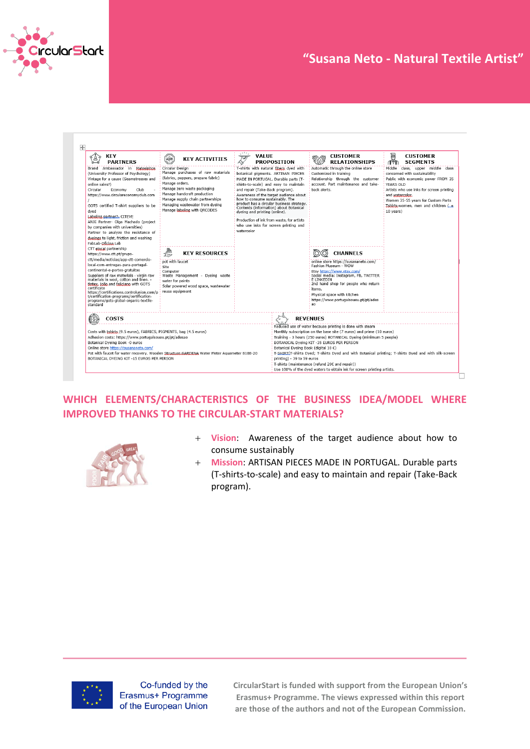# "Susana Neto - Natural Textile Artist"

| KEY PARTNERS | KEY ACTIVITIES | VALUE PROPOSITION | CUSTOMER RELATIONSHIPS | CUSTOMER SEGMENTS |
|---|---|---|---|---|
| Brand Ambassador in Matosinhos (University Professor of Psychology)<br>Vintage for a cause (Seamstresses and online sales?)<br>Circular Economy Club - https://www.circulareconomyclub.com/<br>GOTS certified T-shirt suppliers to be dyed<br>Labeling partner?- CITEVE<br>ANJE Partner- Olga Machado (project by companies with universities)<br>Partner to analyze the resistance of dyeings to light, friction and washing<br>FabLab-Oficina Lab<br>CTT eLocal partnership https://www.ctt.pt/grupo-ctt/media/noticias/app-ctt-comercio-local-com-entregas-para-portugal-continental-e-portes-gratuitos<br>Suppliers of raw materials - virgin raw materials in wool, cotton and linen. - tintex, lobo and feliciano with GOTS certificate https://certifications.controlunion.com/pt/certification-programs/certification-programs/gots-global-organic-textile-standard | Circular Design<br>Manage purchases of raw materials (fabrics, peppers, prepare fabric)<br>Manage orders.<br>Manage zero waste packaging<br>Manage handcraft production<br>Manage supply chain partnerships<br>Managing wastewater from dyeing<br>Manage labeling with QRCODES<br><br>**KEY RESOURCES**<br>pot with faucet<br>Site<br>Computer<br>Waste Management - Dyeing waste water for paints<br>Solar powered wood space, wastewater reuse equipment | T-shirts with natural fibers dyed with botanical pigments. ARTISAN PIECES MADE IN PORTUGAL. Durable parts (T-shirts-to-scale) and easy to maintain and repair (Take-Back program).<br>Awareness of the target audience about how to consume sustainably. The product has a circular business strategy. Contents (information) about Botanical dyeing and printing (online).<br>Production of ink from waste, for artists who use inks for screen printing and watercolor | Automatic through the online store<br>Customized in training<br>Relationship through the customer account. Part maintenance and take-back alerts.<br><br>**CHANNELS**<br>online store https://susananeto.com/<br>Fashion Museum - WOW<br>Etsy https://www.etsy.com/<br>Social media: Instagram, FB, TWITTER E LINKEDIN<br>2nd hand shop for people who return items.<br>Physical space with kitchen https://www.portugalsoueu.pt/pt/adesao | Middle class, upper middle class concerned with sustainability<br>Public with economic power FROM 35 YEARS OLD<br>Artists who use inks for screen printing and watercolor.<br>Women 35-55 years for Custom Parts<br>Tshirts-women, men and children (+ 10 years) |

| COSTS | REVENUES |
|---|---|
| Costs with tshirts (9.5 euros), FABRICS, PIGMENTS, bag (4.5 euros)<br>Adhesion costs: https://www.portugalsoueu.pt/pt/adesao<br>Botanical Dyeing Book -0 euros<br>Online store https://susananeto.com/<br>Pot with faucet for water recovery. Wooden Structure GARDENA Water Meter Aquameter 8188-20<br>BOTANICAL DYEING KIT -15 EUROS PER PERSON | Reduced use of water because printing is done with steam<br>Monthly subscription on the base site (7 euros) and prime (10 euros)<br>Training - 3 hours (250 euros) BOTANICAL Dyeing (minimum 5 people)<br>BOTANICAL Dyeing KIT -35 EUROS PER PERSON<br>Botanical Dyeing Book (digital 10 €)<br>T-SHIRT(T-shirts Dyed; T-shirts Dyed and with Botanical printing; T-shirts Dyed and with silk-screen printing) - 39 to 59 euros<br>T-shirts (maintenance (refund 20€ and repair))<br>Use 100% of the dyed waters to obtain ink for screen printing artists. |

## WHICH ELEMENTS/CHARACTERISTICS OF THE BUSINESS IDEA/MODEL WHERE IMPROVED THANKS TO THE CIRCULAR-START MATERIALS?

- **Vision**: Awareness of the target audience about how to consume sustainably
- **Mission**: ARTISAN PIECES MADE IN PORTUGAL. Durable parts (T-shirts-to-scale) and easy to maintain and repair (Take-Back program).

Co-funded by the Erasmus+ Programme of the European Union

CircularStart is funded with support from the European Union's Erasmus+ Programme. The views expressed within this report are those of the authors and not of the European Commission.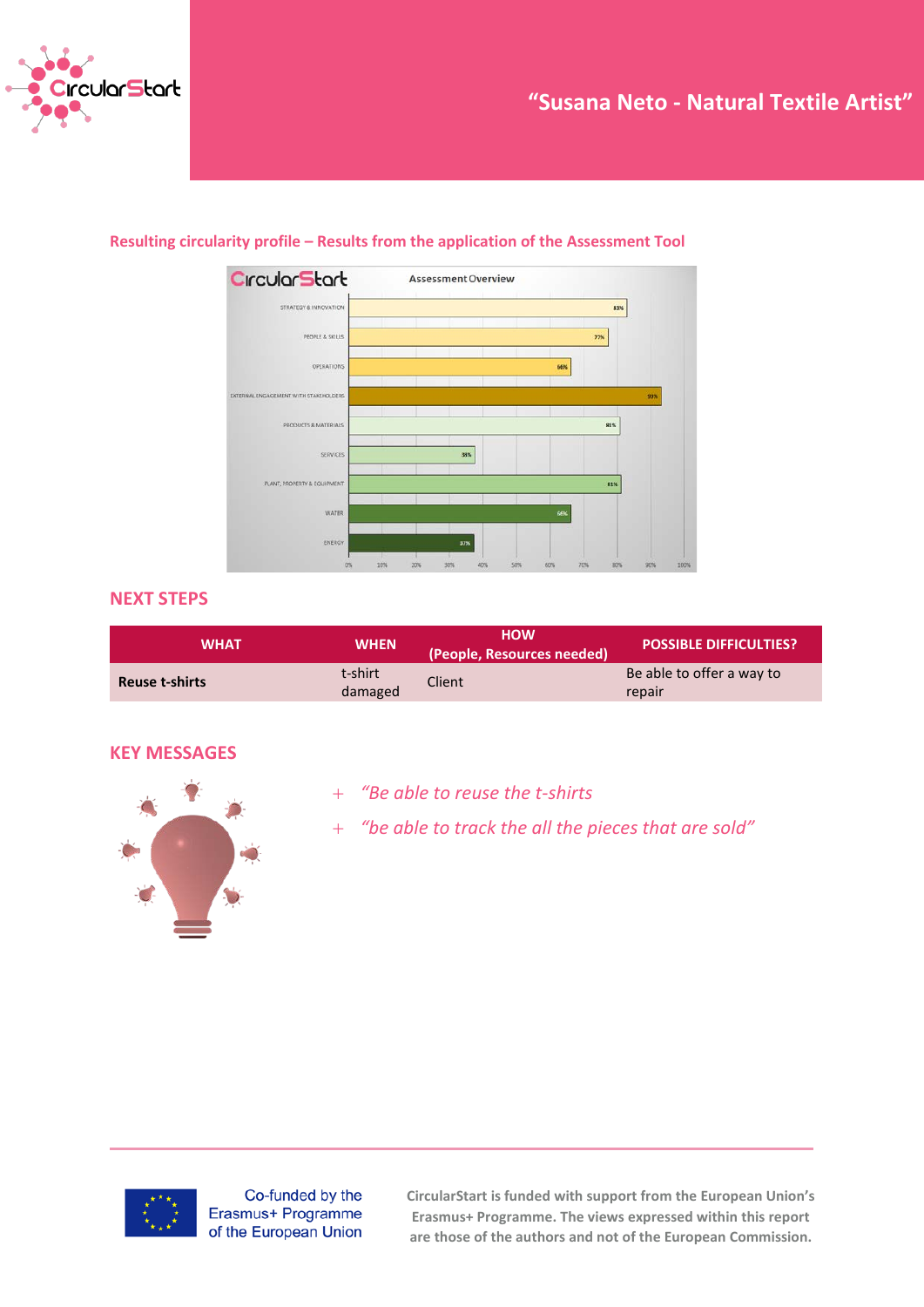# "Susana Neto - Natural Textile Artist"

### Resulting circularity profile – Results from the application of the Assessment Tool

CircularStart

Assessment Overview

STRATEGY & INNOVATION 83%

PEOPLE & SKILLS 77%

OPERATIONS 66%

EXTERNAL ENGAGEMENT WITH STAKEHOLDERS 93%

PRODUCTS & MATERIALS 81%

SERVICES 38%

PLANT, PROPERTY & EQUIPMENT 81%

WATER 66%

ENERGY 37%

0% 10% 20% 30% 40% 50% 60% 70% 80% 90% 100%

## NEXT STEPS

| WHAT | WHEN | HOW (People, Resources needed) | POSSIBLE DIFFICULTIES? |
|---|---|---|---|
| **Reuse t-shirts** | t-shirt damaged | Client | Be able to offer a way to repair |

## KEY MESSAGES

- *"Be able to reuse the t-shirts*
- *"be able to track the all the pieces that are sold"*

Co-funded by the Erasmus+ Programme of the European Union

CircularStart is funded with support from the European Union's Erasmus+ Programme. The views expressed within this report are those of the authors and not of the European Commission.